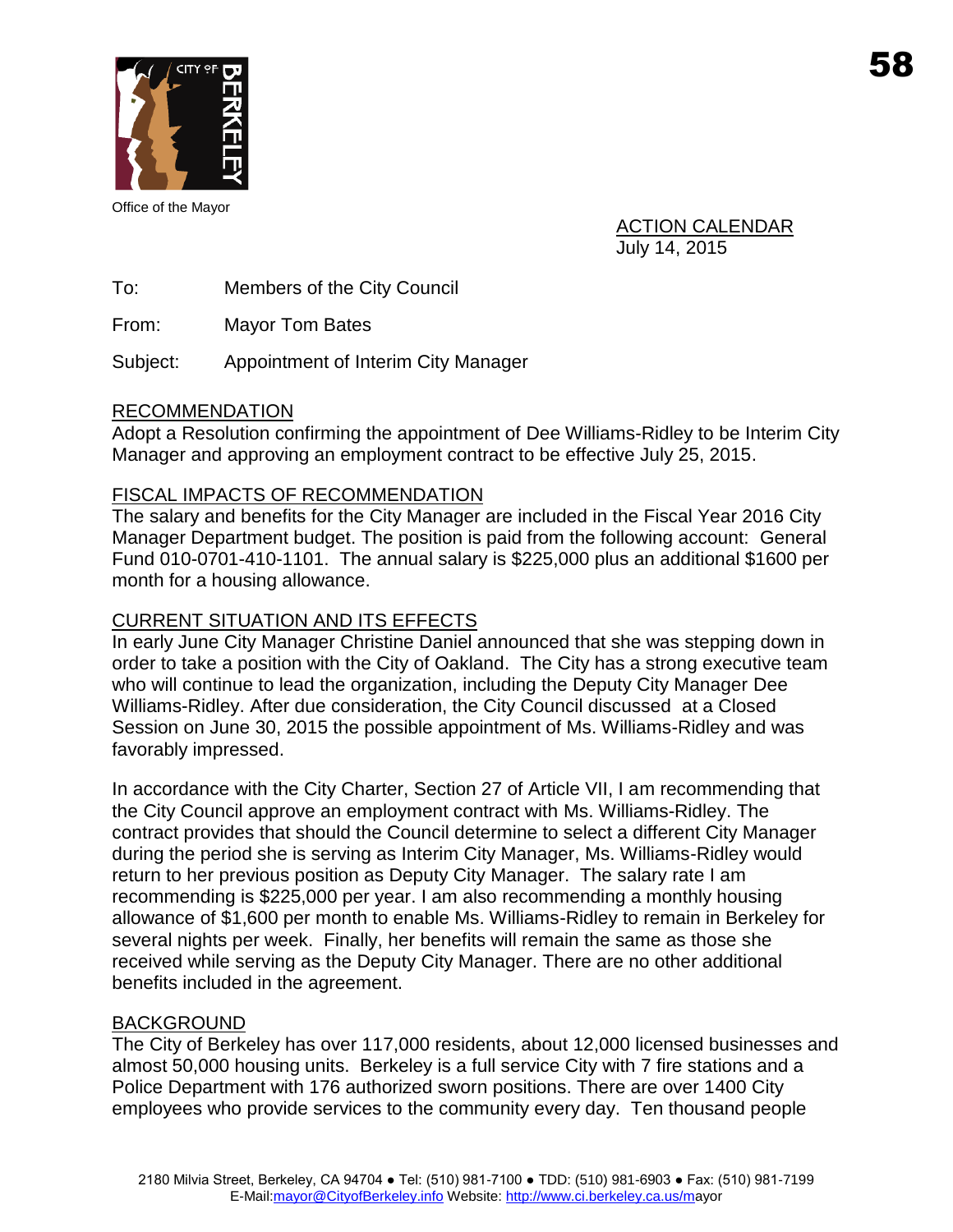Office of the Mayor

ACTION CALENDAR
July 14, 2015

To: Members of the City Council

From: Mayor Tom Bates

Subject: Appointment of Interim City Manager

## RECOMMENDATION

Adopt a Resolution confirming the appointment of Dee Williams-Ridley to be Interim City Manager and approving an employment contract to be effective July 25, 2015.

## FISCAL IMPACTS OF RECOMMENDATION

The salary and benefits for the City Manager are included in the Fiscal Year 2016 City Manager Department budget. The position is paid from the following account: General Fund 010-0701-410-1101. The annual salary is $225,000 plus an additional $1600 per month for a housing allowance.

## CURRENT SITUATION AND ITS EFFECTS

In early June City Manager Christine Daniel announced that she was stepping down in order to take a position with the City of Oakland. The City has a strong executive team who will continue to lead the organization, including the Deputy City Manager Dee Williams-Ridley. After due consideration, the City Council discussed at a Closed Session on June 30, 2015 the possible appointment of Ms. Williams-Ridley and was favorably impressed.

In accordance with the City Charter, Section 27 of Article VII, I am recommending that the City Council approve an employment contract with Ms. Williams-Ridley. The contract provides that should the Council determine to select a different City Manager during the period she is serving as Interim City Manager, Ms. Williams-Ridley would return to her previous position as Deputy City Manager. The salary rate I am recommending is $225,000 per year. I am also recommending a monthly housing allowance of $1,600 per month to enable Ms. Williams-Ridley to remain in Berkeley for several nights per week. Finally, her benefits will remain the same as those she received while serving as the Deputy City Manager. There are no other additional benefits included in the agreement.

## BACKGROUND

The City of Berkeley has over 117,000 residents, about 12,000 licensed businesses and almost 50,000 housing units. Berkeley is a full service City with 7 fire stations and a Police Department with 176 authorized sworn positions. There are over 1400 City employees who provide services to the community every day. Ten thousand people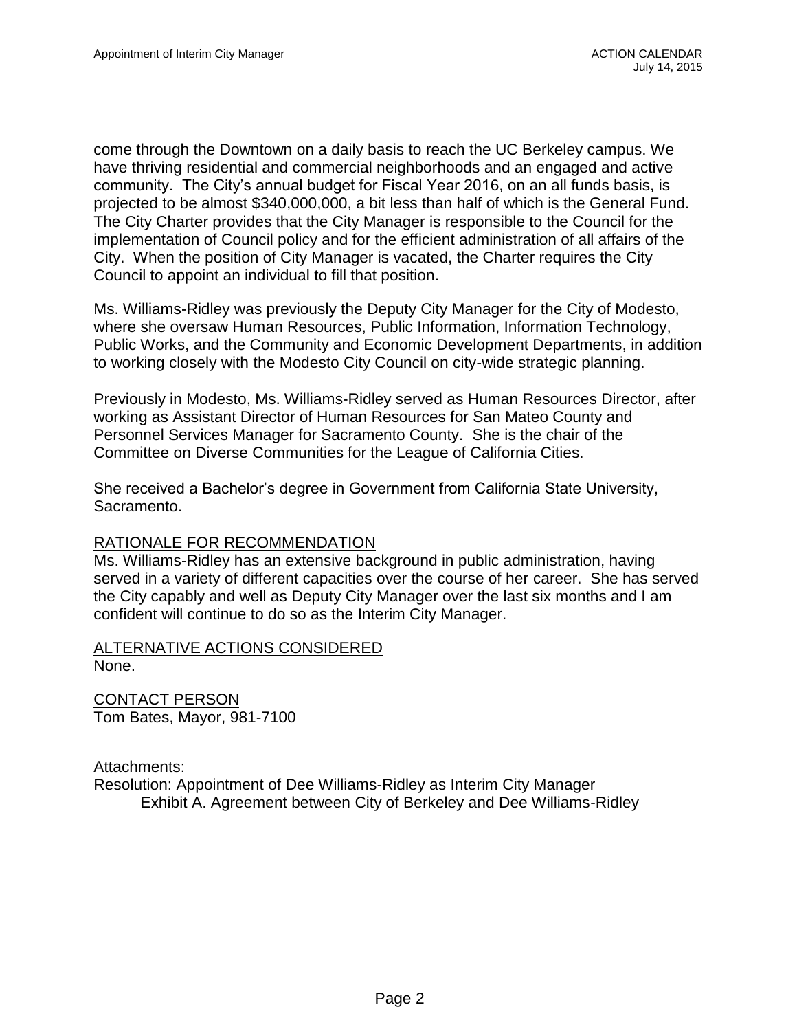come through the Downtown on a daily basis to reach the UC Berkeley campus. We have thriving residential and commercial neighborhoods and an engaged and active community. The City's annual budget for Fiscal Year 2016, on an all funds basis, is projected to be almost $340,000,000, a bit less than half of which is the General Fund. The City Charter provides that the City Manager is responsible to the Council for the implementation of Council policy and for the efficient administration of all affairs of the City. When the position of City Manager is vacated, the Charter requires the City Council to appoint an individual to fill that position.

Ms. Williams-Ridley was previously the Deputy City Manager for the City of Modesto, where she oversaw Human Resources, Public Information, Information Technology, Public Works, and the Community and Economic Development Departments, in addition to working closely with the Modesto City Council on city-wide strategic planning.

Previously in Modesto, Ms. Williams-Ridley served as Human Resources Director, after working as Assistant Director of Human Resources for San Mateo County and Personnel Services Manager for Sacramento County. She is the chair of the Committee on Diverse Communities for the League of California Cities.

She received a Bachelor's degree in Government from California State University, Sacramento.

## RATIONALE FOR RECOMMENDATION

Ms. Williams-Ridley has an extensive background in public administration, having served in a variety of different capacities over the course of her career. She has served the City capably and well as Deputy City Manager over the last six months and I am confident will continue to do so as the Interim City Manager.

## ALTERNATIVE ACTIONS CONSIDERED

None.

## CONTACT PERSON

Tom Bates, Mayor, 981-7100

Attachments:
Resolution: Appointment of Dee Williams-Ridley as Interim City Manager
  Exhibit A. Agreement between City of Berkeley and Dee Williams-Ridley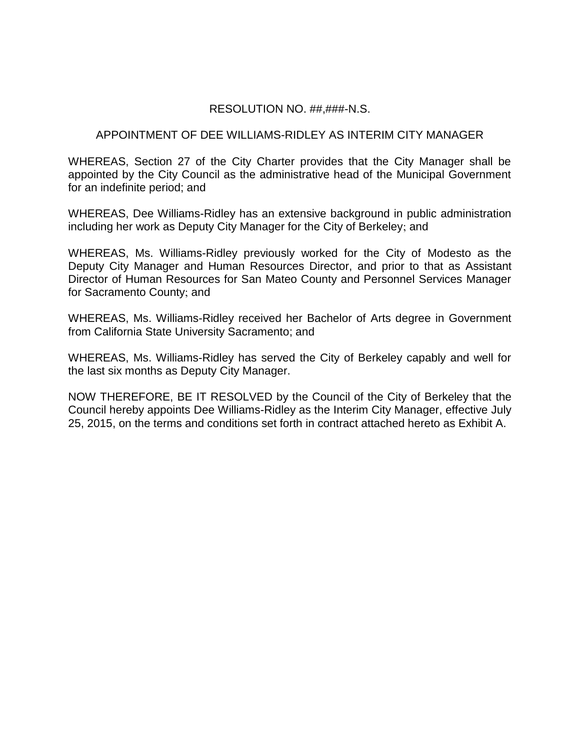RESOLUTION NO. ##,###-N.S.

APPOINTMENT OF DEE WILLIAMS-RIDLEY AS INTERIM CITY MANAGER

WHEREAS, Section 27 of the City Charter provides that the City Manager shall be appointed by the City Council as the administrative head of the Municipal Government for an indefinite period; and

WHEREAS, Dee Williams-Ridley has an extensive background in public administration including her work as Deputy City Manager for the City of Berkeley; and

WHEREAS, Ms. Williams-Ridley previously worked for the City of Modesto as the Deputy City Manager and Human Resources Director, and prior to that as Assistant Director of Human Resources for San Mateo County and Personnel Services Manager for Sacramento County; and

WHEREAS, Ms. Williams-Ridley received her Bachelor of Arts degree in Government from California State University Sacramento; and

WHEREAS, Ms. Williams-Ridley has served the City of Berkeley capably and well for the last six months as Deputy City Manager.

NOW THEREFORE, BE IT RESOLVED by the Council of the City of Berkeley that the Council hereby appoints Dee Williams-Ridley as the Interim City Manager, effective July 25, 2015, on the terms and conditions set forth in contract attached hereto as Exhibit A.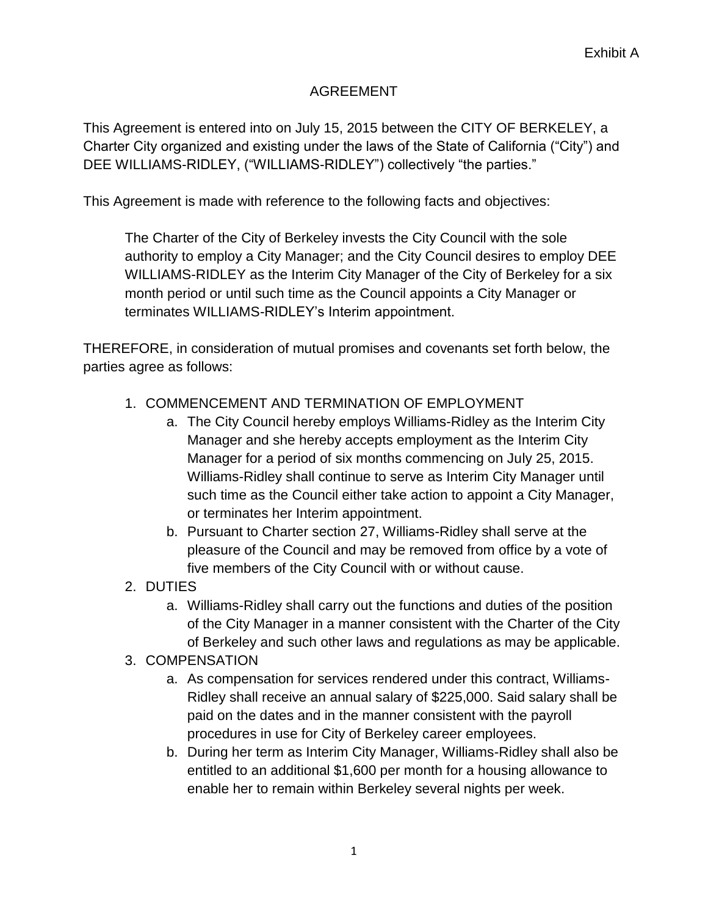Exhibit A

# AGREEMENT

This Agreement is entered into on July 15, 2015 between the CITY OF BERKELEY, a Charter City organized and existing under the laws of the State of California ("City") and DEE WILLIAMS-RIDLEY, ("WILLIAMS-RIDLEY") collectively "the parties."

This Agreement is made with reference to the following facts and objectives:

> The Charter of the City of Berkeley invests the City Council with the sole authority to employ a City Manager; and the City Council desires to employ DEE WILLIAMS-RIDLEY as the Interim City Manager of the City of Berkeley for a six month period or until such time as the Council appoints a City Manager or terminates WILLIAMS-RIDLEY's Interim appointment.

THEREFORE, in consideration of mutual promises and covenants set forth below, the parties agree as follows:

1. COMMENCEMENT AND TERMINATION OF EMPLOYMENT
   a. The City Council hereby employs Williams-Ridley as the Interim City Manager and she hereby accepts employment as the Interim City Manager for a period of six months commencing on July 25, 2015. Williams-Ridley shall continue to serve as Interim City Manager until such time as the Council either take action to appoint a City Manager, or terminates her Interim appointment.
   b. Pursuant to Charter section 27, Williams-Ridley shall serve at the pleasure of the Council and may be removed from office by a vote of five members of the City Council with or without cause.
2. DUTIES
   a. Williams-Ridley shall carry out the functions and duties of the position of the City Manager in a manner consistent with the Charter of the City of Berkeley and such other laws and regulations as may be applicable.
3. COMPENSATION
   a. As compensation for services rendered under this contract, Williams-Ridley shall receive an annual salary of $225,000. Said salary shall be paid on the dates and in the manner consistent with the payroll procedures in use for City of Berkeley career employees.
   b. During her term as Interim City Manager, Williams-Ridley shall also be entitled to an additional $1,600 per month for a housing allowance to enable her to remain within Berkeley several nights per week.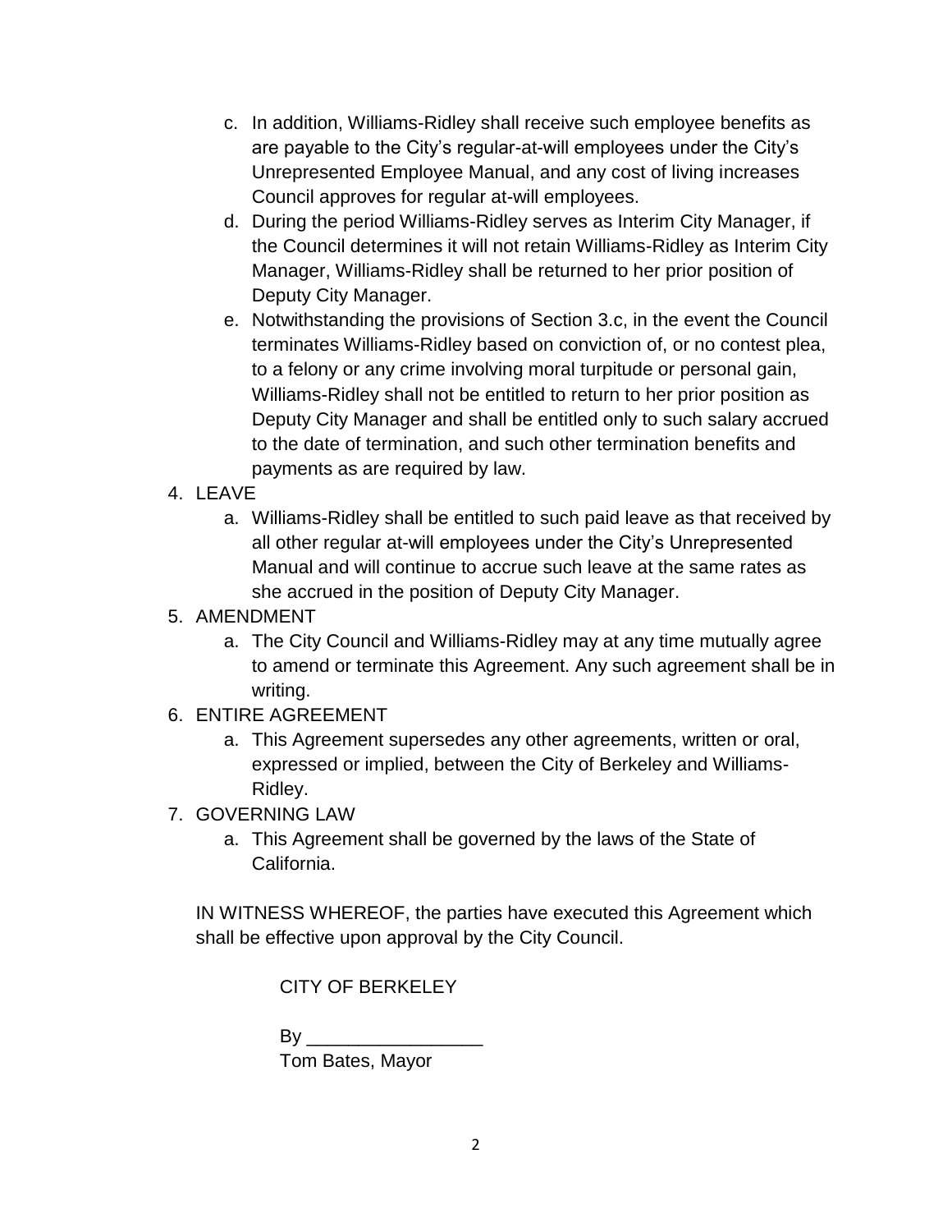c. In addition, Williams-Ridley shall receive such employee benefits as are payable to the City's regular-at-will employees under the City's Unrepresented Employee Manual, and any cost of living increases Council approves for regular at-will employees.

d. During the period Williams-Ridley serves as Interim City Manager, if the Council determines it will not retain Williams-Ridley as Interim City Manager, Williams-Ridley shall be returned to her prior position of Deputy City Manager.

e. Notwithstanding the provisions of Section 3.c, in the event the Council terminates Williams-Ridley based on conviction of, or no contest plea, to a felony or any crime involving moral turpitude or personal gain, Williams-Ridley shall not be entitled to return to her prior position as Deputy City Manager and shall be entitled only to such salary accrued to the date of termination, and such other termination benefits and payments as are required by law.

4. LEAVE
    a. Williams-Ridley shall be entitled to such paid leave as that received by all other regular at-will employees under the City's Unrepresented Manual and will continue to accrue such leave at the same rates as she accrued in the position of Deputy City Manager.
5. AMENDMENT
    a. The City Council and Williams-Ridley may at any time mutually agree to amend or terminate this Agreement. Any such agreement shall be in writing.
6. ENTIRE AGREEMENT
    a. This Agreement supersedes any other agreements, written or oral, expressed or implied, between the City of Berkeley and Williams-Ridley.
7. GOVERNING LAW
    a. This Agreement shall be governed by the laws of the State of California.

IN WITNESS WHEREOF, the parties have executed this Agreement which shall be effective upon approval by the City Council.

CITY OF BERKELEY

By _________________

Tom Bates, Mayor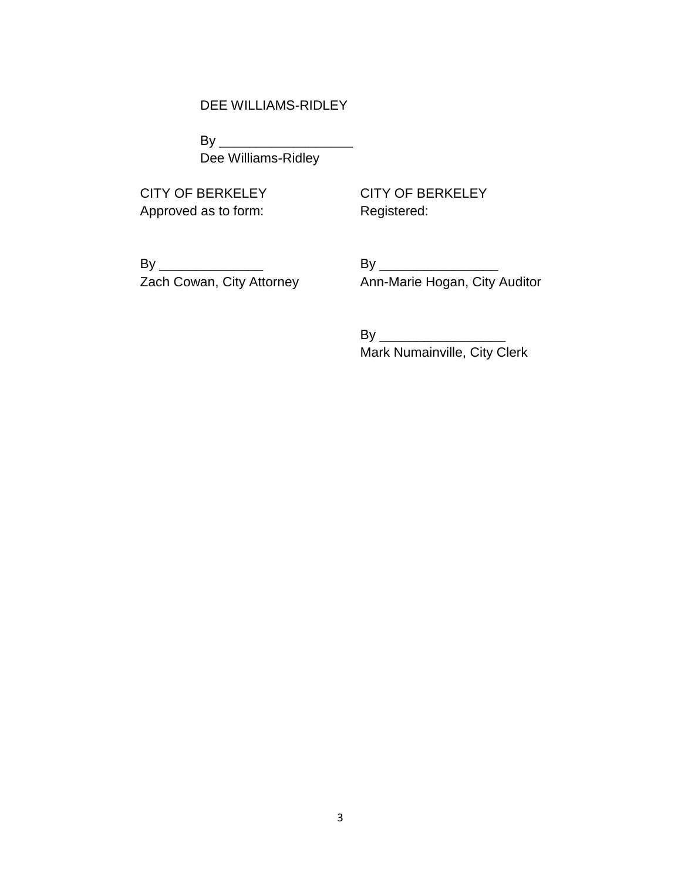DEE WILLIAMS-RIDLEY

By __________________
Dee Williams-Ridley

CITY OF BERKELEY
Approved as to form:

By ______________
Zach Cowan, City Attorney

CITY OF BERKELEY
Registered:

By ________________
Ann-Marie Hogan, City Auditor

By _________________
Mark Numainville, City Clerk